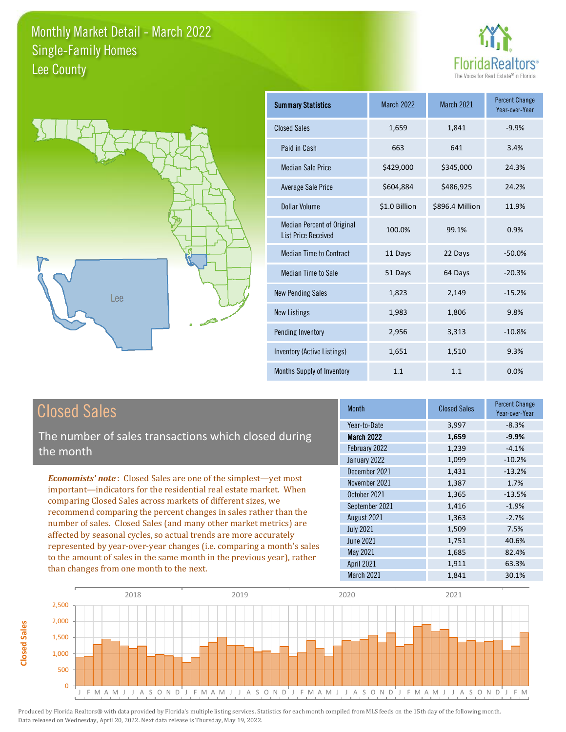# Monthly Market Detail - March 2022
## Single-Family Homes
## Lee County

FloridaRealtors®
The Voice for Real Estate® in Florida

| Summary Statistics | March 2022 | March 2021 | Percent Change Year-over-Year |
|---|---|---|---|
| Closed Sales | 1,659 | 1,841 | -9.9% |
| Paid in Cash | 663 | 641 | 3.4% |
| Median Sale Price | $429,000 | $345,000 | 24.3% |
| Average Sale Price | $604,884 | $486,925 | 24.2% |
| Dollar Volume | $1.0 Billion | $896.4 Million | 11.9% |
| Median Percent of Original List Price Received | 100.0% | 99.1% | 0.9% |
| Median Time to Contract | 11 Days | 22 Days | -50.0% |
| Median Time to Sale | 51 Days | 64 Days | -20.3% |
| New Pending Sales | 1,823 | 2,149 | -15.2% |
| New Listings | 1,983 | 1,806 | 9.8% |
| Pending Inventory | 2,956 | 3,313 | -10.8% |
| Inventory (Active Listings) | 1,651 | 1,510 | 9.3% |
| Months Supply of Inventory | 1.1 | 1.1 | 0.0% |

## Closed Sales

The number of sales transactions which closed during the month

***Economists' note***: Closed Sales are one of the simplest—yet most important—indicators for the residential real estate market. When comparing Closed Sales across markets of different sizes, we recommend comparing the percent changes in sales rather than the number of sales. Closed Sales (and many other market metrics) are affected by seasonal cycles, so actual trends are more accurately represented by year-over-year changes (i.e. comparing a month's sales to the amount of sales in the same month in the previous year), rather than changes from one month to the next.

| Month | Closed Sales | Percent Change Year-over-Year |
|---|---|---|
| Year-to-Date | 3,997 | -8.3% |
| **March 2022** | **1,659** | **-9.9%** |
| February 2022 | 1,239 | -4.1% |
| January 2022 | 1,099 | -10.2% |
| December 2021 | 1,431 | -13.2% |
| November 2021 | 1,387 | 1.7% |
| October 2021 | 1,365 | -13.5% |
| September 2021 | 1,416 | -1.9% |
| August 2021 | 1,363 | -2.7% |
| July 2021 | 1,509 | 7.5% |
| June 2021 | 1,751 | 40.6% |
| May 2021 | 1,685 | 82.4% |
| April 2021 | 1,911 | 63.3% |
| March 2021 | 1,841 | 30.1% |

Produced by Florida Realtors® with data provided by Florida's multiple listing services. Statistics for each month compiled from MLS feeds on the 15th day of the following month. Data released on Wednesday, April 20, 2022. Next data release is Thursday, May 19, 2022.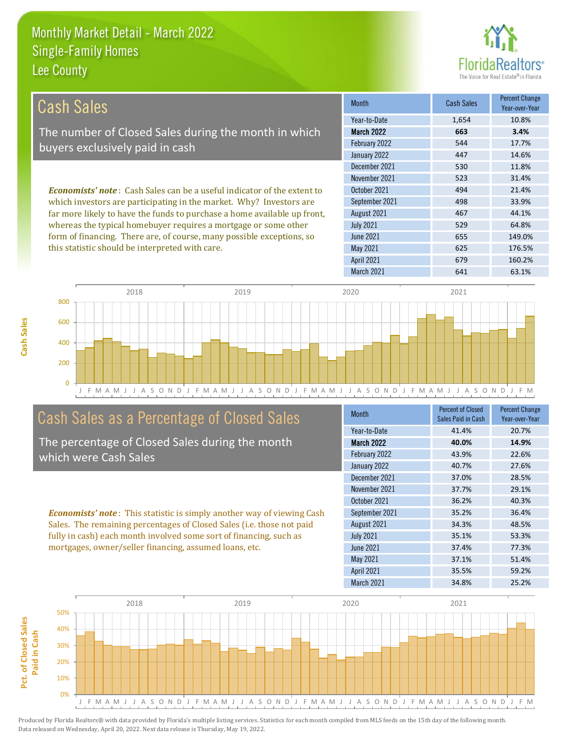# Monthly Market Detail - March 2022
## Single-Family Homes
## Lee County

## Cash Sales

The number of Closed Sales during the month in which buyers exclusively paid in cash

***Economists' note***: Cash Sales can be a useful indicator of the extent to which investors are participating in the market. Why? Investors are far more likely to have the funds to purchase a home available up front, whereas the typical homebuyer requires a mortgage or some other form of financing. There are, of course, many possible exceptions, so this statistic should be interpreted with care.

| Month | Cash Sales | Percent Change Year-over-Year |
|---|---|---|
| Year-to-Date | 1,654 | 10.8% |
| **March 2022** | **663** | **3.4%** |
| February 2022 | 544 | 17.7% |
| January 2022 | 447 | 14.6% |
| December 2021 | 530 | 11.8% |
| November 2021 | 523 | 31.4% |
| October 2021 | 494 | 21.4% |
| September 2021 | 498 | 33.9% |
| August 2021 | 467 | 44.1% |
| July 2021 | 529 | 64.8% |
| June 2021 | 655 | 149.0% |
| May 2021 | 625 | 176.5% |
| April 2021 | 679 | 160.2% |
| March 2021 | 641 | 63.1% |

## Cash Sales as a Percentage of Closed Sales

The percentage of Closed Sales during the month which were Cash Sales

***Economists' note***: This statistic is simply another way of viewing Cash Sales. The remaining percentages of Closed Sales (i.e. those not paid fully in cash) each month involved some sort of financing, such as mortgages, owner/seller financing, assumed loans, etc.

| Month | Percent of Closed Sales Paid in Cash | Percent Change Year-over-Year |
|---|---|---|
| Year-to-Date | 41.4% | 20.7% |
| **March 2022** | **40.0%** | **14.9%** |
| February 2022 | 43.9% | 22.6% |
| January 2022 | 40.7% | 27.6% |
| December 2021 | 37.0% | 28.5% |
| November 2021 | 37.7% | 29.1% |
| October 2021 | 36.2% | 40.3% |
| September 2021 | 35.2% | 36.4% |
| August 2021 | 34.3% | 48.5% |
| July 2021 | 35.1% | 53.3% |
| June 2021 | 37.4% | 77.3% |
| May 2021 | 37.1% | 51.4% |
| April 2021 | 35.5% | 59.2% |
| March 2021 | 34.8% | 25.2% |

Produced by Florida Realtors® with data provided by Florida's multiple listing services. Statistics for each month compiled from MLS feeds on the 15th day of the following month. Data released on Wednesday, April 20, 2022. Next data release is Thursday, May 19, 2022.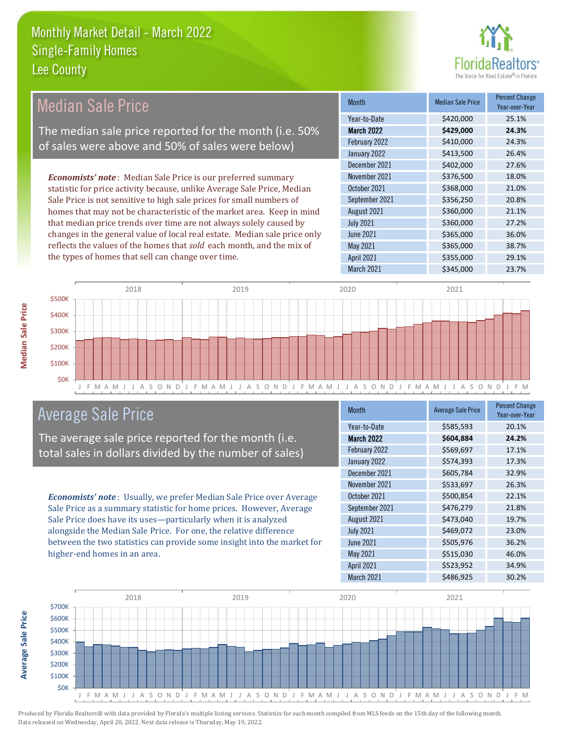# Monthly Market Detail - March 2022
## Single-Family Homes
## Lee County

## Median Sale Price

The median sale price reported for the month (i.e. 50% of sales were above and 50% of sales were below)

***Economists' note***: Median Sale Price is our preferred summary statistic for price activity because, unlike Average Sale Price, Median Sale Price is not sensitive to high sale prices for small numbers of homes that may not be characteristic of the market area. Keep in mind that median price trends over time are not always solely caused by changes in the general value of local real estate. Median sale price only reflects the values of the homes that *sold* each month, and the mix of the types of homes that sell can change over time.

| Month | Median Sale Price | Percent Change Year-over-Year |
|---|---|---|
| Year-to-Date | $420,000 | 25.1% |
| **March 2022** | **$429,000** | **24.3%** |
| February 2022 | $410,000 | 24.3% |
| January 2022 | $413,500 | 26.4% |
| December 2021 | $402,000 | 27.6% |
| November 2021 | $376,500 | 18.0% |
| October 2021 | $368,000 | 21.0% |
| September 2021 | $356,250 | 20.8% |
| August 2021 | $360,000 | 21.1% |
| July 2021 | $360,000 | 27.2% |
| June 2021 | $365,000 | 36.0% |
| May 2021 | $365,000 | 38.7% |
| April 2021 | $355,000 | 29.1% |
| March 2021 | $345,000 | 23.7% |

## Average Sale Price

The average sale price reported for the month (i.e. total sales in dollars divided by the number of sales)

***Economists' note***: Usually, we prefer Median Sale Price over Average Sale Price as a summary statistic for home prices. However, Average Sale Price does have its uses—particularly when it is analyzed alongside the Median Sale Price. For one, the relative difference between the two statistics can provide some insight into the market for higher-end homes in an area.

| Month | Average Sale Price | Percent Change Year-over-Year |
|---|---|---|
| Year-to-Date | $585,593 | 20.1% |
| **March 2022** | **$604,884** | **24.2%** |
| February 2022 | $569,697 | 17.1% |
| January 2022 | $574,393 | 17.3% |
| December 2021 | $605,784 | 32.9% |
| November 2021 | $533,697 | 26.3% |
| October 2021 | $500,854 | 22.1% |
| September 2021 | $476,279 | 21.8% |
| August 2021 | $473,040 | 19.7% |
| July 2021 | $469,072 | 23.0% |
| June 2021 | $505,976 | 36.2% |
| May 2021 | $515,030 | 46.0% |
| April 2021 | $523,952 | 34.9% |
| March 2021 | $486,925 | 30.2% |

Produced by Florida Realtors® with data provided by Florida's multiple listing services. Statistics for each month compiled from MLS feeds on the 15th day of the following month. Data released on Wednesday, April 20, 2022. Next data release is Thursday, May 19, 2022.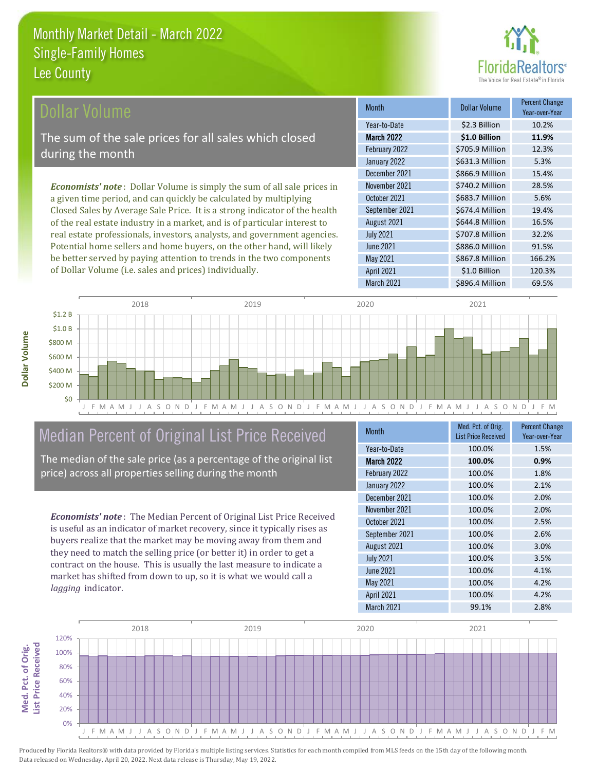# Monthly Market Detail - March 2022
## Single-Family Homes
## Lee County

## Dollar Volume

The sum of the sale prices for all sales which closed during the month

***Economists' note***: Dollar Volume is simply the sum of all sale prices in a given time period, and can quickly be calculated by multiplying Closed Sales by Average Sale Price. It is a strong indicator of the health of the real estate industry in a market, and is of particular interest to real estate professionals, investors, analysts, and government agencies. Potential home sellers and home buyers, on the other hand, will likely be better served by paying attention to trends in the two components of Dollar Volume (i.e. sales and prices) individually.

| Month | Dollar Volume | Percent Change Year-over-Year |
|---|---|---|
| Year-to-Date | $2.3 Billion | 10.2% |
| **March 2022** | **$1.0 Billion** | **11.9%** |
| February 2022 | $705.9 Million | 12.3% |
| January 2022 | $631.3 Million | 5.3% |
| December 2021 | $866.9 Million | 15.4% |
| November 2021 | $740.2 Million | 28.5% |
| October 2021 | $683.7 Million | 5.6% |
| September 2021 | $674.4 Million | 19.4% |
| August 2021 | $644.8 Million | 16.5% |
| July 2021 | $707.8 Million | 32.2% |
| June 2021 | $886.0 Million | 91.5% |
| May 2021 | $867.8 Million | 166.2% |
| April 2021 | $1.0 Billion | 120.3% |
| March 2021 | $896.4 Million | 69.5% |

## Median Percent of Original List Price Received

The median of the sale price (as a percentage of the original list price) across all properties selling during the month

***Economists' note***: The Median Percent of Original List Price Received is useful as an indicator of market recovery, since it typically rises as buyers realize that the market may be moving away from them and they need to match the selling price (or better it) in order to get a contract on the house. This is usually the last measure to indicate a market has shifted from down to up, so it is what we would call a *lagging* indicator.

| Month | Med. Pct. of Orig. List Price Received | Percent Change Year-over-Year |
|---|---|---|
| Year-to-Date | 100.0% | 1.5% |
| **March 2022** | **100.0%** | **0.9%** |
| February 2022 | 100.0% | 1.8% |
| January 2022 | 100.0% | 2.1% |
| December 2021 | 100.0% | 2.0% |
| November 2021 | 100.0% | 2.0% |
| October 2021 | 100.0% | 2.5% |
| September 2021 | 100.0% | 2.6% |
| August 2021 | 100.0% | 3.0% |
| July 2021 | 100.0% | 3.5% |
| June 2021 | 100.0% | 4.1% |
| May 2021 | 100.0% | 4.2% |
| April 2021 | 100.0% | 4.2% |
| March 2021 | 99.1% | 2.8% |

Produced by Florida Realtors® with data provided by Florida's multiple listing services. Statistics for each month compiled from MLS feeds on the 15th day of the following month. Data released on Wednesday, April 20, 2022. Next data release is Thursday, May 19, 2022.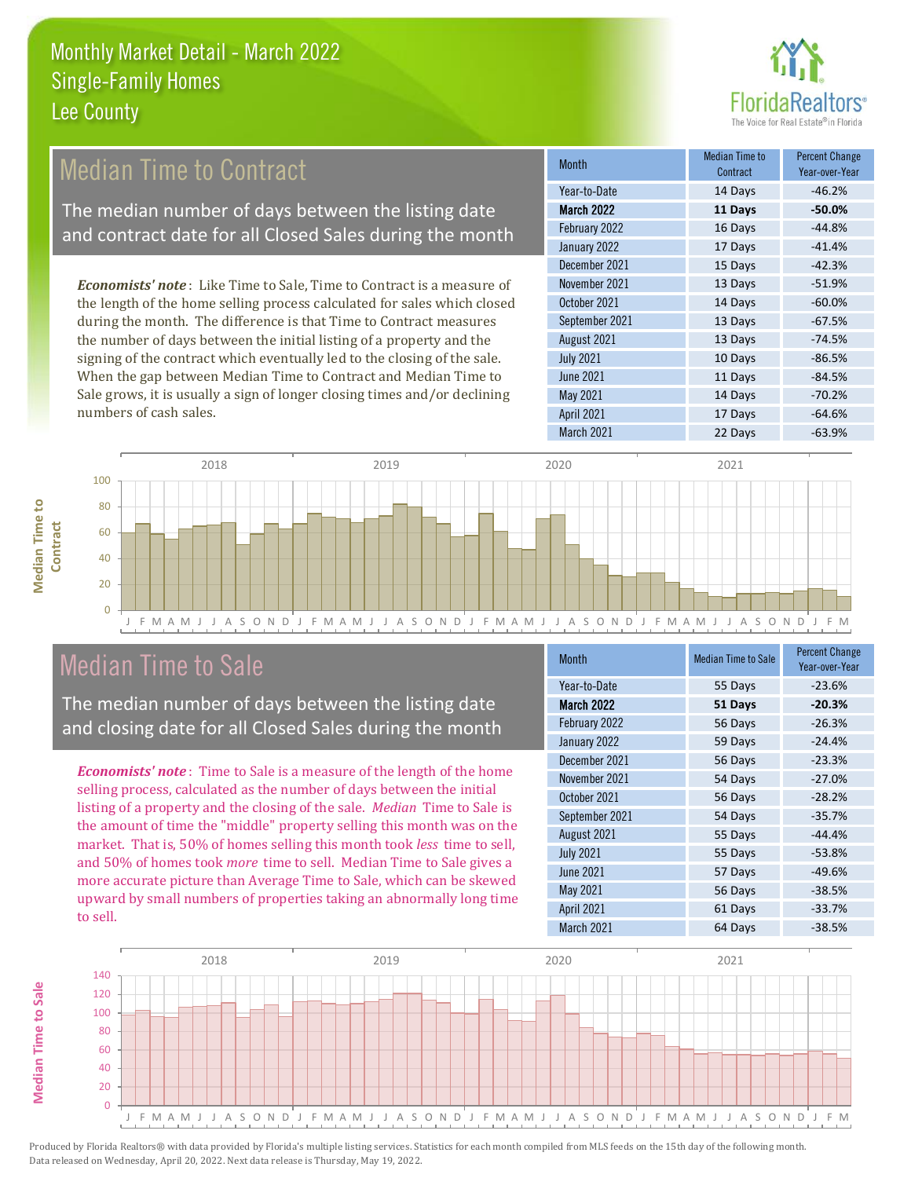# Monthly Market Detail - March 2022
## Single-Family Homes
## Lee County

## Median Time to Contract

The median number of days between the listing date and contract date for all Closed Sales during the month

***Economists' note***: Like Time to Sale, Time to Contract is a measure of the length of the home selling process calculated for sales which closed during the month. The difference is that Time to Contract measures the number of days between the initial listing of a property and the signing of the contract which eventually led to the closing of the sale. When the gap between Median Time to Contract and Median Time to Sale grows, it is usually a sign of longer closing times and/or declining numbers of cash sales.

| Month | Median Time to Contract | Percent Change Year-over-Year |
|---|---|---|
| Year-to-Date | 14 Days | -46.2% |
| **March 2022** | **11 Days** | **-50.0%** |
| February 2022 | 16 Days | -44.8% |
| January 2022 | 17 Days | -41.4% |
| December 2021 | 15 Days | -42.3% |
| November 2021 | 13 Days | -51.9% |
| October 2021 | 14 Days | -60.0% |
| September 2021 | 13 Days | -67.5% |
| August 2021 | 13 Days | -74.5% |
| July 2021 | 10 Days | -86.5% |
| June 2021 | 11 Days | -84.5% |
| May 2021 | 14 Days | -70.2% |
| April 2021 | 17 Days | -64.6% |
| March 2021 | 22 Days | -63.9% |

## Median Time to Sale

The median number of days between the listing date and closing date for all Closed Sales during the month

***Economists' note***: Time to Sale is a measure of the length of the home selling process, calculated as the number of days between the initial listing of a property and the closing of the sale. *Median* Time to Sale is the amount of time the "middle" property selling this month was on the market. That is, 50% of homes selling this month took *less* time to sell, and 50% of homes took *more* time to sell. Median Time to Sale gives a more accurate picture than Average Time to Sale, which can be skewed upward by small numbers of properties taking an abnormally long time to sell.

| Month | Median Time to Sale | Percent Change Year-over-Year |
|---|---|---|
| Year-to-Date | 55 Days | -23.6% |
| **March 2022** | **51 Days** | **-20.3%** |
| February 2022 | 56 Days | -26.3% |
| January 2022 | 59 Days | -24.4% |
| December 2021 | 56 Days | -23.3% |
| November 2021 | 54 Days | -27.0% |
| October 2021 | 56 Days | -28.2% |
| September 2021 | 54 Days | -35.7% |
| August 2021 | 55 Days | -44.4% |
| July 2021 | 55 Days | -53.8% |
| June 2021 | 57 Days | -49.6% |
| May 2021 | 56 Days | -38.5% |
| April 2021 | 61 Days | -33.7% |
| March 2021 | 64 Days | -38.5% |

Produced by Florida Realtors® with data provided by Florida's multiple listing services. Statistics for each month compiled from MLS feeds on the 15th day of the following month. Data released on Wednesday, April 20, 2022. Next data release is Thursday, May 19, 2022.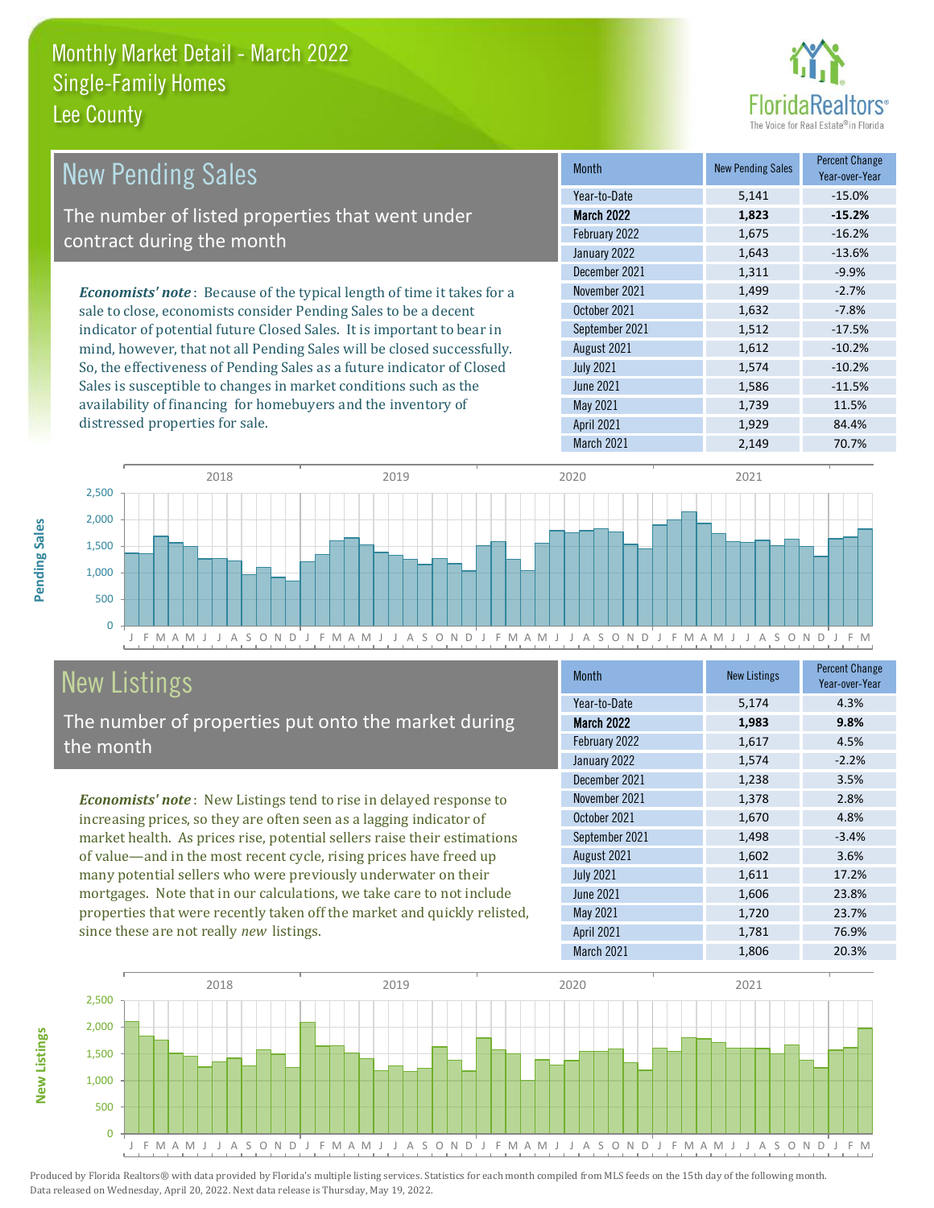# Monthly Market Detail - March 2022
## Single-Family Homes
## Lee County

## New Pending Sales

The number of listed properties that went under contract during the month

*Economists' note*: Because of the typical length of time it takes for a sale to close, economists consider Pending Sales to be a decent indicator of potential future Closed Sales. It is important to bear in mind, however, that not all Pending Sales will be closed successfully. So, the effectiveness of Pending Sales as a future indicator of Closed Sales is susceptible to changes in market conditions such as the availability of financing for homebuyers and the inventory of distressed properties for sale.

| Month | New Pending Sales | Percent Change Year-over-Year |
|---|---|---|
| Year-to-Date | 5,141 | -15.0% |
| **March 2022** | **1,823** | **-15.2%** |
| February 2022 | 1,675 | -16.2% |
| January 2022 | 1,643 | -13.6% |
| December 2021 | 1,311 | -9.9% |
| November 2021 | 1,499 | -2.7% |
| October 2021 | 1,632 | -7.8% |
| September 2021 | 1,512 | -17.5% |
| August 2021 | 1,612 | -10.2% |
| July 2021 | 1,574 | -10.2% |
| June 2021 | 1,586 | -11.5% |
| May 2021 | 1,739 | 11.5% |
| April 2021 | 1,929 | 84.4% |
| March 2021 | 2,149 | 70.7% |

## New Listings

The number of properties put onto the market during the month

*Economists' note*: New Listings tend to rise in delayed response to increasing prices, so they are often seen as a lagging indicator of market health. As prices rise, potential sellers raise their estimations of value—and in the most recent cycle, rising prices have freed up many potential sellers who were previously underwater on their mortgages. Note that in our calculations, we take care to not include properties that were recently taken off the market and quickly relisted, since these are not really *new* listings.

| Month | New Listings | Percent Change Year-over-Year |
|---|---|---|
| Year-to-Date | 5,174 | 4.3% |
| **March 2022** | **1,983** | **9.8%** |
| February 2022 | 1,617 | 4.5% |
| January 2022 | 1,574 | -2.2% |
| December 2021 | 1,238 | 3.5% |
| November 2021 | 1,378 | 2.8% |
| October 2021 | 1,670 | 4.8% |
| September 2021 | 1,498 | -3.4% |
| August 2021 | 1,602 | 3.6% |
| July 2021 | 1,611 | 17.2% |
| June 2021 | 1,606 | 23.8% |
| May 2021 | 1,720 | 23.7% |
| April 2021 | 1,781 | 76.9% |
| March 2021 | 1,806 | 20.3% |

Produced by Florida Realtors® with data provided by Florida's multiple listing services. Statistics for each month compiled from MLS feeds on the 15th day of the following month. Data released on Wednesday, April 20, 2022. Next data release is Thursday, May 19, 2022.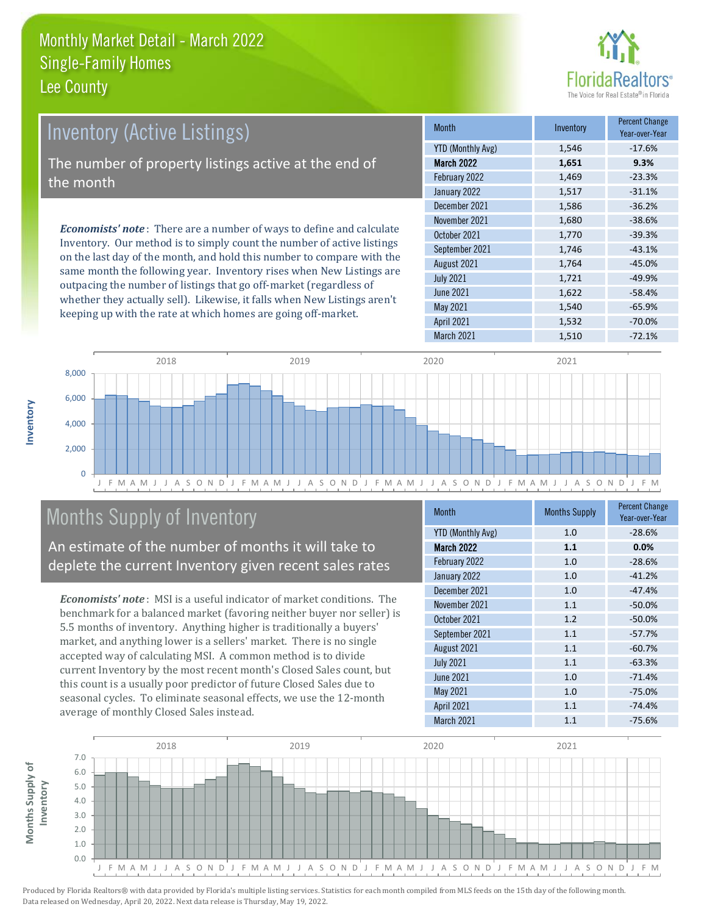# Monthly Market Detail - March 2022
## Single-Family Homes
## Lee County

## Inventory (Active Listings)

The number of property listings active at the end of the month

*Economists' note*: There are a number of ways to define and calculate Inventory. Our method is to simply count the number of active listings on the last day of the month, and hold this number to compare with the same month the following year. Inventory rises when New Listings are outpacing the number of listings that go off-market (regardless of whether they actually sell). Likewise, it falls when New Listings aren't keeping up with the rate at which homes are going off-market.

| Month | Inventory | Percent Change Year-over-Year |
|---|---|---|
| YTD (Monthly Avg) | 1,546 | -17.6% |
| **March 2022** | **1,651** | **9.3%** |
| February 2022 | 1,469 | -23.3% |
| January 2022 | 1,517 | -31.1% |
| December 2021 | 1,586 | -36.2% |
| November 2021 | 1,680 | -38.6% |
| October 2021 | 1,770 | -39.3% |
| September 2021 | 1,746 | -43.1% |
| August 2021 | 1,764 | -45.0% |
| July 2021 | 1,721 | -49.9% |
| June 2021 | 1,622 | -58.4% |
| May 2021 | 1,540 | -65.9% |
| April 2021 | 1,532 | -70.0% |
| March 2021 | 1,510 | -72.1% |

## Months Supply of Inventory

An estimate of the number of months it will take to deplete the current Inventory given recent sales rates

*Economists' note*: MSI is a useful indicator of market conditions. The benchmark for a balanced market (favoring neither buyer nor seller) is 5.5 months of inventory. Anything higher is traditionally a buyers' market, and anything lower is a sellers' market. There is no single accepted way of calculating MSI. A common method is to divide current Inventory by the most recent month's Closed Sales count, but this count is a usually poor predictor of future Closed Sales due to seasonal cycles. To eliminate seasonal effects, we use the 12-month average of monthly Closed Sales instead.

| Month | Months Supply | Percent Change Year-over-Year |
|---|---|---|
| YTD (Monthly Avg) | 1.0 | -28.6% |
| **March 2022** | **1.1** | **0.0%** |
| February 2022 | 1.0 | -28.6% |
| January 2022 | 1.0 | -41.2% |
| December 2021 | 1.0 | -47.4% |
| November 2021 | 1.1 | -50.0% |
| October 2021 | 1.2 | -50.0% |
| September 2021 | 1.1 | -57.7% |
| August 2021 | 1.1 | -60.7% |
| July 2021 | 1.1 | -63.3% |
| June 2021 | 1.0 | -71.4% |
| May 2021 | 1.0 | -75.0% |
| April 2021 | 1.1 | -74.4% |
| March 2021 | 1.1 | -75.6% |

Produced by Florida Realtors® with data provided by Florida's multiple listing services. Statistics for each month compiled from MLS feeds on the 15th day of the following month. Data released on Wednesday, April 20, 2022. Next data release is Thursday, May 19, 2022.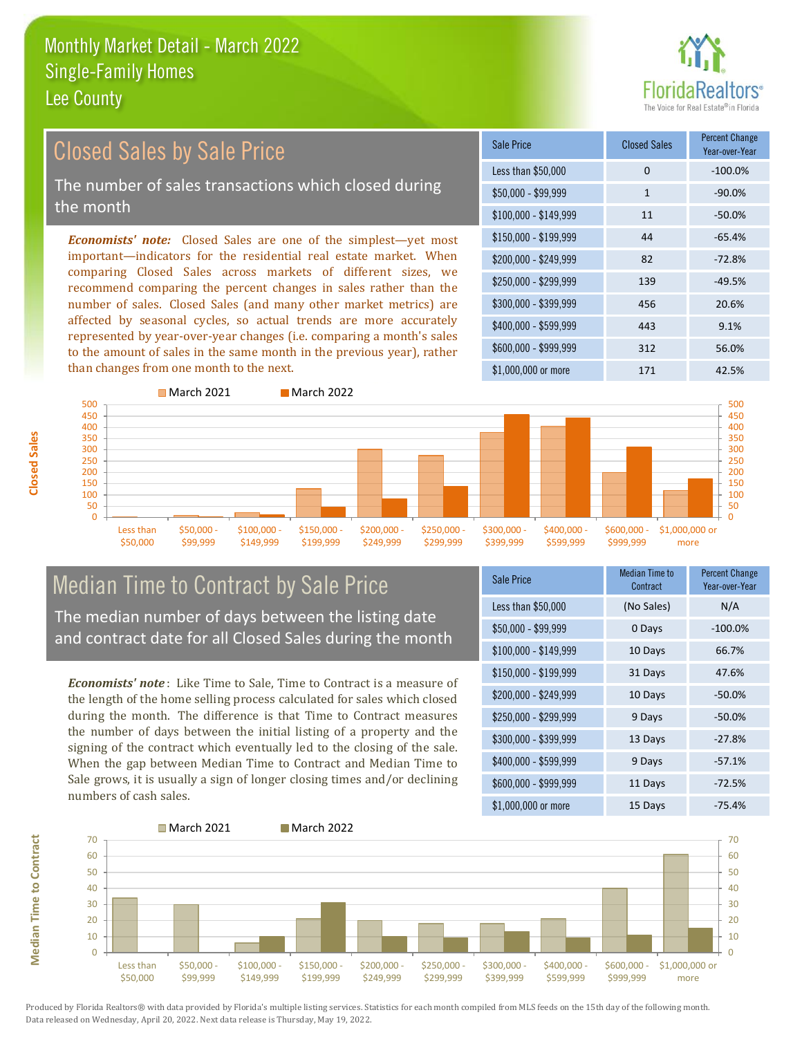# Monthly Market Detail - March 2022
## Single-Family Homes
## Lee County

## Closed Sales by Sale Price

The number of sales transactions which closed during the month

***Economists' note:*** Closed Sales are one of the simplest—yet most important—indicators for the residential real estate market. When comparing Closed Sales across markets of different sizes, we recommend comparing the percent changes in sales rather than the number of sales. Closed Sales (and many other market metrics) are affected by seasonal cycles, so actual trends are more accurately represented by year-over-year changes (i.e. comparing a month's sales to the amount of sales in the same month in the previous year), rather than changes from one month to the next.

| Sale Price | Closed Sales | Percent Change Year-over-Year |
|---|---|---|
| Less than $50,000 | 0 | -100.0% |
| $50,000 - $99,999 | 1 | -90.0% |
| $100,000 - $149,999 | 11 | -50.0% |
| $150,000 - $199,999 | 44 | -65.4% |
| $200,000 - $249,999 | 82 | -72.8% |
| $250,000 - $299,999 | 139 | -49.5% |
| $300,000 - $399,999 | 456 | 20.6% |
| $400,000 - $599,999 | 443 | 9.1% |
| $600,000 - $999,999 | 312 | 56.0% |
| $1,000,000 or more | 171 | 42.5% |

## Median Time to Contract by Sale Price

The median number of days between the listing date and contract date for all Closed Sales during the month

***Economists' note*** : Like Time to Sale, Time to Contract is a measure of the length of the home selling process calculated for sales which closed during the month. The difference is that Time to Contract measures the number of days between the initial listing of a property and the signing of the contract which eventually led to the closing of the sale. When the gap between Median Time to Contract and Median Time to Sale grows, it is usually a sign of longer closing times and/or declining numbers of cash sales.

| Sale Price | Median Time to Contract | Percent Change Year-over-Year |
|---|---|---|
| Less than $50,000 | (No Sales) | N/A |
| $50,000 - $99,999 | 0 Days | -100.0% |
| $100,000 - $149,999 | 10 Days | 66.7% |
| $150,000 - $199,999 | 31 Days | 47.6% |
| $200,000 - $249,999 | 10 Days | -50.0% |
| $250,000 - $299,999 | 9 Days | -50.0% |
| $300,000 - $399,999 | 13 Days | -27.8% |
| $400,000 - $599,999 | 9 Days | -57.1% |
| $600,000 - $999,999 | 11 Days | -72.5% |
| $1,000,000 or more | 15 Days | -75.4% |

Produced by Florida Realtors® with data provided by Florida's multiple listing services. Statistics for each month compiled from MLS feeds on the 15th day of the following month. Data released on Wednesday, April 20, 2022. Next data release is Thursday, May 19, 2022.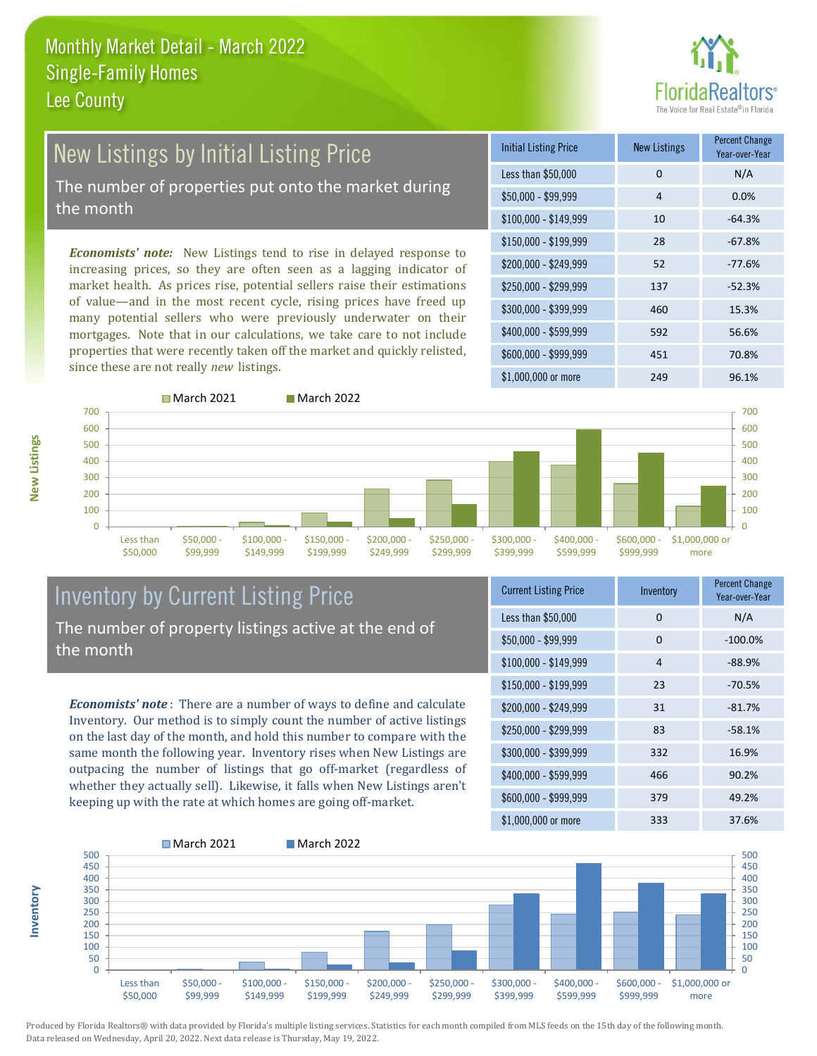# Monthly Market Detail - March 2022
## Single-Family Homes
## Lee County

## New Listings by Initial Listing Price

The number of properties put onto the market during the month

*Economists' note:* New Listings tend to rise in delayed response to increasing prices, so they are often seen as a lagging indicator of market health. As prices rise, potential sellers raise their estimations of value—and in the most recent cycle, rising prices have freed up many potential sellers who were previously underwater on their mortgages. Note that in our calculations, we take care to not include properties that were recently taken off the market and quickly relisted, since these are not really *new* listings.

| Initial Listing Price | New Listings | Percent Change Year-over-Year |
|---|---|---|
| Less than $50,000 | 0 | N/A |
| $50,000 - $99,999 | 4 | 0.0% |
| $100,000 - $149,999 | 10 | -64.3% |
| $150,000 - $199,999 | 28 | -67.8% |
| $200,000 - $249,999 | 52 | -77.6% |
| $250,000 - $299,999 | 137 | -52.3% |
| $300,000 - $399,999 | 460 | 15.3% |
| $400,000 - $599,999 | 592 | 56.6% |
| $600,000 - $999,999 | 451 | 70.8% |
| $1,000,000 or more | 249 | 96.1% |

## Inventory by Current Listing Price

The number of property listings active at the end of the month

*Economists' note*: There are a number of ways to define and calculate Inventory. Our method is to simply count the number of active listings on the last day of the month, and hold this number to compare with the same month the following year. Inventory rises when New Listings are outpacing the number of listings that go off-market (regardless of whether they actually sell). Likewise, it falls when New Listings aren't keeping up with the rate at which homes are going off-market.

| Current Listing Price | Inventory | Percent Change Year-over-Year |
|---|---|---|
| Less than $50,000 | 0 | N/A |
| $50,000 - $99,999 | 0 | -100.0% |
| $100,000 - $149,999 | 4 | -88.9% |
| $150,000 - $199,999 | 23 | -70.5% |
| $200,000 - $249,999 | 31 | -81.7% |
| $250,000 - $299,999 | 83 | -58.1% |
| $300,000 - $399,999 | 332 | 16.9% |
| $400,000 - $599,999 | 466 | 90.2% |
| $600,000 - $999,999 | 379 | 49.2% |
| $1,000,000 or more | 333 | 37.6% |

Produced by Florida Realtors® with data provided by Florida's multiple listing services. Statistics for each month compiled from MLS feeds on the 15th day of the following month. Data released on Wednesday, April 20, 2022. Next data release is Thursday, May 19, 2022.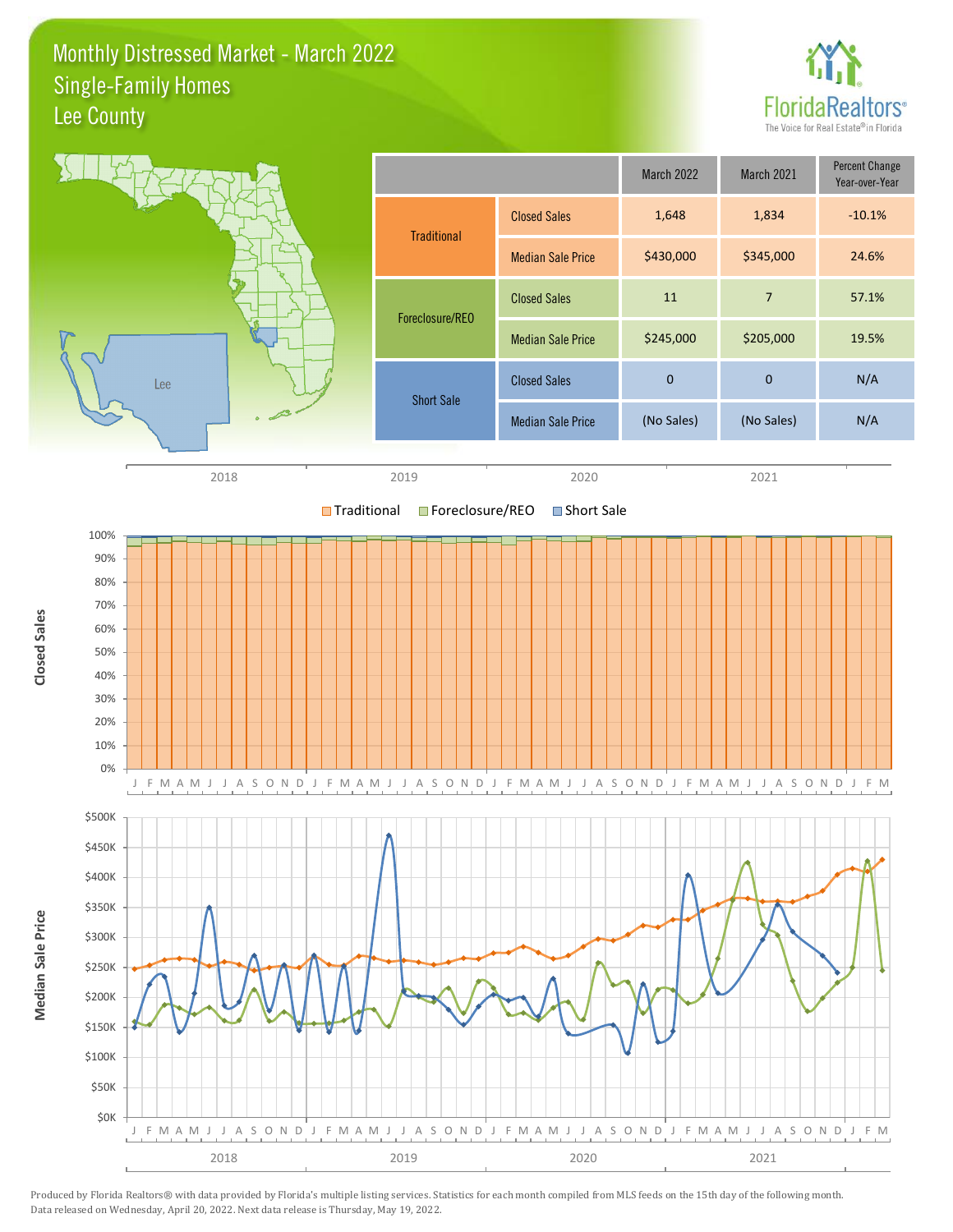# Monthly Distressed Market - March 2022
## Single-Family Homes
## Lee County

FloridaRealtors®
The Voice for Real Estate® in Florida

Lee

| | | March 2022 | March 2021 | Percent Change Year-over-Year |
|---|---|---|---|---|
| Traditional | Closed Sales | 1,648 | 1,834 | -10.1% |
| | Median Sale Price | $430,000 | $345,000 | 24.6% |
| Foreclosure/REO | Closed Sales | 11 | 7 | 57.1% |
| | Median Sale Price | $245,000 | $205,000 | 19.5% |
| Short Sale | Closed Sales | 0 | 0 | N/A |
| | Median Sale Price | (No Sales) | (No Sales) | N/A |

2018 2019 2020 2021

Traditional Foreclosure/REO Short Sale

Closed Sales

100% 90% 80% 70% 60% 50% 40% 30% 20% 10% 0%

J F M A M J J A S O N D J F M A M J J A S O N D J F M A M J J A S O N D J F M A M J J A S O N D J F M

Median Sale Price

$500K $450K $400K $350K $300K $250K $200K $150K $100K $50K $0K

J F M A M J J A S O N D J F M A M J J A S O N D J F M A M J J A S O N D J F M A M J J A S O N D J F M

2018 2019 2020 2021

Produced by Florida Realtors® with data provided by Florida's multiple listing services. Statistics for each month compiled from MLS feeds on the 15th day of the following month.
Data released on Wednesday, April 20, 2022. Next data release is Thursday, May 19, 2022.